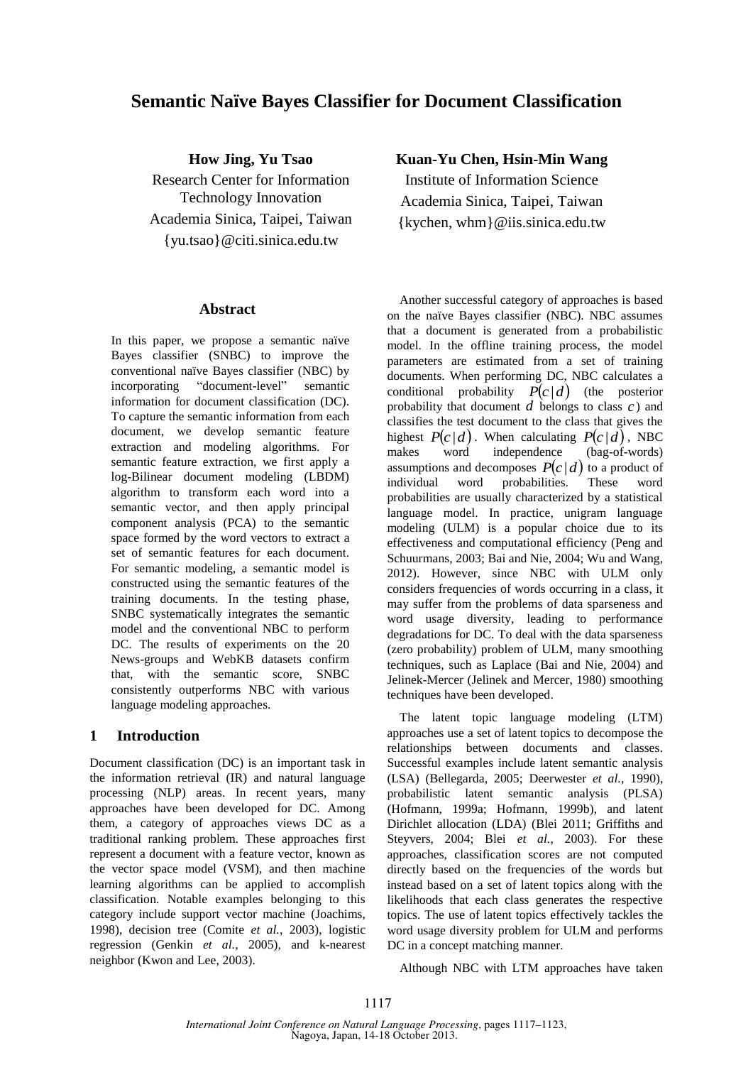# Semantic Naïve Bayes Classifier for Document Classification

**How Jing, Yu Tsao**
Research Center for Information Technology Innovation
Academia Sinica, Taipei, Taiwan
{yu.tsao}@citi.sinica.edu.tw

**Kuan-Yu Chen, Hsin-Min Wang**
Institute of Information Science
Academia Sinica, Taipei, Taiwan
{kychen, whm}@iis.sinica.edu.tw

## Abstract

In this paper, we propose a semantic naïve Bayes classifier (SNBC) to improve the conventional naïve Bayes classifier (NBC) by incorporating "document-level" semantic information for document classification (DC). To capture the semantic information from each document, we develop semantic feature extraction and modeling algorithms. For semantic feature extraction, we first apply a log-Bilinear document modeling (LBDM) algorithm to transform each word into a semantic vector, and then apply principal component analysis (PCA) to the semantic space formed by the word vectors to extract a set of semantic features for each document. For semantic modeling, a semantic model is constructed using the semantic features of the training documents. In the testing phase, SNBC systematically integrates the semantic model and the conventional NBC to perform DC. The results of experiments on the 20 News-groups and WebKB datasets confirm that, with the semantic score, SNBC consistently outperforms NBC with various language modeling approaches.

## 1 Introduction

Document classification (DC) is an important task in the information retrieval (IR) and natural language processing (NLP) areas. In recent years, many approaches have been developed for DC. Among them, a category of approaches views DC as a traditional ranking problem. These approaches first represent a document with a feature vector, known as the vector space model (VSM), and then machine learning algorithms can be applied to accomplish classification. Notable examples belonging to this category include support vector machine (Joachims, 1998), decision tree (Comite *et al.*, 2003), logistic regression (Genkin *et al.*, 2005), and k-nearest neighbor (Kwon and Lee, 2003).

Another successful category of approaches is based on the naïve Bayes classifier (NBC). NBC assumes that a document is generated from a probabilistic model. In the offline training process, the model parameters are estimated from a set of training documents. When performing DC, NBC calculates a conditional probability $P(c|d)$ (the posterior probability that document $d$ belongs to class $c$) and classifies the test document to the class that gives the highest $P(c|d)$. When calculating $P(c|d)$, NBC makes word independence (bag-of-words) assumptions and decomposes $P(c|d)$ to a product of individual word probabilities. These word probabilities are usually characterized by a statistical language model. In practice, unigram language modeling (ULM) is a popular choice due to its effectiveness and computational efficiency (Peng and Schuurmans, 2003; Bai and Nie, 2004; Wu and Wang, 2012). However, since NBC with ULM only considers frequencies of words occurring in a class, it may suffer from the problems of data sparseness and word usage diversity, leading to performance degradations for DC. To deal with the data sparseness (zero probability) problem of ULM, many smoothing techniques, such as Laplace (Bai and Nie, 2004) and Jelinek-Mercer (Jelinek and Mercer, 1980) smoothing techniques have been developed.

The latent topic language modeling (LTM) approaches use a set of latent topics to decompose the relationships between documents and classes. Successful examples include latent semantic analysis (LSA) (Bellegarda, 2005; Deerwester *et al.*, 1990), probabilistic latent semantic analysis (PLSA) (Hofmann, 1999a; Hofmann, 1999b), and latent Dirichlet allocation (LDA) (Blei 2011; Griffiths and Steyvers, 2004; Blei *et al.*, 2003). For these approaches, classification scores are not computed directly based on the frequencies of the words but instead based on a set of latent topics along with the likelihoods that each class generates the respective topics. The use of latent topics effectively tackles the word usage diversity problem for ULM and performs DC in a concept matching manner.

Although NBC with LTM approaches have taken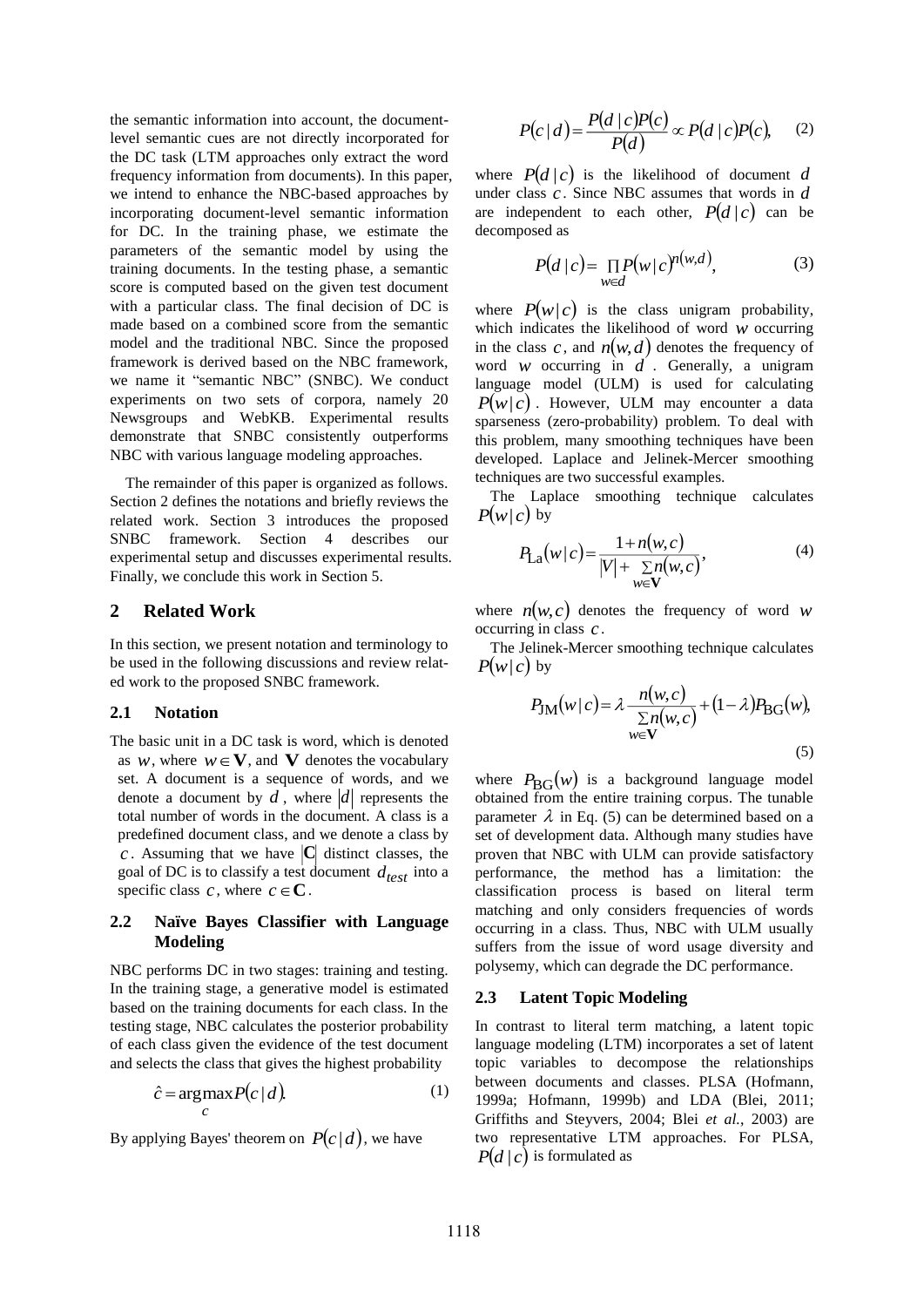the semantic information into account, the document-level semantic cues are not directly incorporated for the DC task (LTM approaches only extract the word frequency information from documents). In this paper, we intend to enhance the NBC-based approaches by incorporating document-level semantic information for DC. In the training phase, we estimate the parameters of the semantic model by using the training documents. In the testing phase, a semantic score is computed based on the given test document with a particular class. The final decision of DC is made based on a combined score from the semantic model and the traditional NBC. Since the proposed framework is derived based on the NBC framework, we name it "semantic NBC" (SNBC). We conduct experiments on two sets of corpora, namely 20 Newsgroups and WebKB. Experimental results demonstrate that SNBC consistently outperforms NBC with various language modeling approaches.

The remainder of this paper is organized as follows. Section 2 defines the notations and briefly reviews the related work. Section 3 introduces the proposed SNBC framework. Section 4 describes our experimental setup and discusses experimental results. Finally, we conclude this work in Section 5.

## 2 Related Work

In this section, we present notation and terminology to be used in the following discussions and review related work to the proposed SNBC framework.

### 2.1 Notation

The basic unit in a DC task is word, which is denoted as $w$, where $w \in \mathbf{V}$, and $\mathbf{V}$ denotes the vocabulary set. A document is a sequence of words, and we denote a document by $d$, where $|d|$ represents the total number of words in the document. A class is a predefined document class, and we denote a class by $c$. Assuming that we have $|\mathbf{C}|$ distinct classes, the goal of DC is to classify a test document $d_{test}$ into a specific class $c$, where $c \in \mathbf{C}$.

### 2.2 Naïve Bayes Classifier with Language Modeling

NBC performs DC in two stages: training and testing. In the training stage, a generative model is estimated based on the training documents for each class. In the testing stage, NBC calculates the posterior probability of each class given the evidence of the test document and selects the class that gives the highest probability

$$\hat{c} = \arg\max_{c} P(c \mid d). \tag{1}$$

By applying Bayes' theorem on $P(c \mid d)$, we have

$$P(c \mid d) = \frac{P(d \mid c)P(c)}{P(d)} \propto P(d \mid c)P(c), \tag{2}$$

where $P(d \mid c)$ is the likelihood of document $d$ under class $c$. Since NBC assumes that words in $d$ are independent to each other, $P(d \mid c)$ can be decomposed as

$$P(d \mid c) = \prod_{w \in d} P(w \mid c)^{n(w,d)}, \tag{3}$$

where $P(w \mid c)$ is the class unigram probability, which indicates the likelihood of word $w$ occurring in the class $c$, and $n(w,d)$ denotes the frequency of word $w$ occurring in $d$. Generally, a unigram language model (ULM) is used for calculating $P(w \mid c)$. However, ULM may encounter a data sparseness (zero-probability) problem. To deal with this problem, many smoothing techniques have been developed. Laplace and Jelinek-Mercer smoothing techniques are two successful examples.

The Laplace smoothing technique calculates $P(w \mid c)$ by

$$P_{\text{La}}(w \mid c) = \frac{1 + n(w,c)}{|V| + \sum_{w \in \mathbf{V}} n(w,c)}, \tag{4}$$

where $n(w,c)$ denotes the frequency of word $w$ occurring in class $c$.

The Jelinek-Mercer smoothing technique calculates $P(w \mid c)$ by

$$P_{\text{JM}}(w \mid c) = \lambda \frac{n(w,c)}{\sum_{w \in \mathbf{V}} n(w,c)} + (1 - \lambda) P_{\text{BG}}(w), \tag{5}$$

where $P_{\text{BG}}(w)$ is a background language model obtained from the entire training corpus. The tunable parameter $\lambda$ in Eq. (5) can be determined based on a set of development data. Although many studies have proven that NBC with ULM can provide satisfactory performance, the method has a limitation: the classification process is based on literal term matching and only considers frequencies of words occurring in a class. Thus, NBC with ULM usually suffers from the issue of word usage diversity and polysemy, which can degrade the DC performance.

### 2.3 Latent Topic Modeling

In contrast to literal term matching, a latent topic language modeling (LTM) incorporates a set of latent topic variables to decompose the relationships between documents and classes. PLSA (Hofmann, 1999a; Hofmann, 1999b) and LDA (Blei, 2011; Griffiths and Steyvers, 2004; Blei *et al.*, 2003) are two representative LTM approaches. For PLSA, $P(d \mid c)$ is formulated as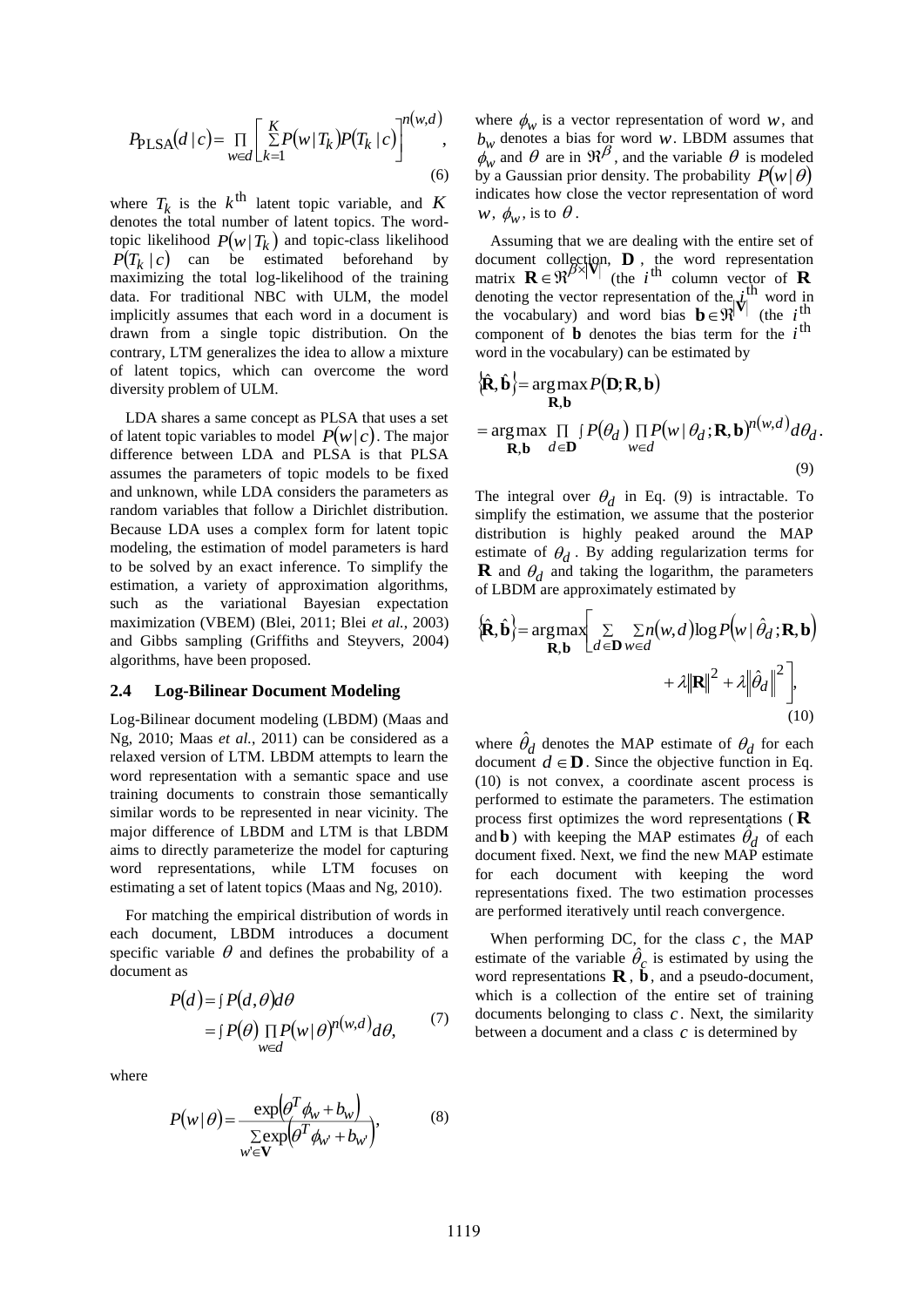$$P_{\text{PLSA}}(d \mid c) = \prod_{w \in d} \left[ \sum_{k=1}^{K} P(w \mid T_k) P(T_k \mid c) \right]^{n(w,d)}, \tag{6}$$

where $T_k$ is the $k^{\text{th}}$ latent topic variable, and $K$ denotes the total number of latent topics. The word-topic likelihood $P(w \mid T_k)$ and topic-class likelihood $P(T_k \mid c)$ can be estimated beforehand by maximizing the total log-likelihood of the training data. For traditional NBC with ULM, the model implicitly assumes that each word in a document is drawn from a single topic distribution. On the contrary, LTM generalizes the idea to allow a mixture of latent topics, which can overcome the word diversity problem of ULM.

LDA shares a same concept as PLSA that uses a set of latent topic variables to model $P(w \mid c)$. The major difference between LDA and PLSA is that PLSA assumes the parameters of topic models to be fixed and unknown, while LDA considers the parameters as random variables that follow a Dirichlet distribution. Because LDA uses a complex form for latent topic modeling, the estimation of model parameters is hard to be solved by an exact inference. To simplify the estimation, a variety of approximation algorithms, such as the variational Bayesian expectation maximization (VBEM) (Blei, 2011; Blei *et al.*, 2003) and Gibbs sampling (Griffiths and Steyvers, 2004) algorithms, have been proposed.

### 2.4 Log-Bilinear Document Modeling

Log-Bilinear document modeling (LBDM) (Maas and Ng, 2010; Maas *et al.*, 2011) can be considered as a relaxed version of LTM. LBDM attempts to learn the word representation with a semantic space and use training documents to constrain those semantically similar words to be represented in near vicinity. The major difference of LBDM and LTM is that LBDM aims to directly parameterize the model for capturing word representations, while LTM focuses on estimating a set of latent topics (Maas and Ng, 2010).

For matching the empirical distribution of words in each document, LBDM introduces a document specific variable $\theta$ and defines the probability of a document as

$$\begin{aligned} P(d) &= \int P(d, \theta) d\theta \\ &= \int P(\theta) \prod_{w \in d} P(w \mid \theta)^{n(w,d)} d\theta, \end{aligned} \tag{7}$$

where

$$P(w \mid \theta) = \frac{\exp\left(\theta^T \phi_w + b_w\right)}{\sum_{w' \in \mathbf{V}} \exp\left(\theta^T \phi_{w'} + b_{w'}\right)}, \tag{8}$$

where $\phi_w$ is a vector representation of word $w$, and $b_w$ denotes a bias for word $w$. LBDM assumes that $\phi_w$ and $\theta$ are in $\Re^\beta$, and the variable $\theta$ is modeled by a Gaussian prior density. The probability $P(w \mid \theta)$ indicates how close the vector representation of word $w$, $\phi_w$, is to $\theta$.

Assuming that we are dealing with the entire set of document collection, $\mathbf{D}$, the word representation matrix $\mathbf{R} \in \Re^{\beta \times |\mathbf{V}|}$ (the $i^{\text{th}}$ column vector of $\mathbf{R}$ denoting the vector representation of the $i^{\text{th}}$ word in the vocabulary) and word bias $\mathbf{b} \in \Re^{|\mathbf{V}|}$ (the $i^{\text{th}}$ component of $\mathbf{b}$ denotes the bias term for the $i^{\text{th}}$ word in the vocabulary) can be estimated by

$$\begin{aligned} \{\hat{\mathbf{R}}, \hat{\mathbf{b}}\} &= \arg\max_{\mathbf{R}, \mathbf{b}} P(\mathbf{D}; \mathbf{R}, \mathbf{b}) \\ &= \arg\max_{\mathbf{R}, \mathbf{b}} \prod_{d \in \mathbf{D}} \int P(\theta_d) \prod_{w \in d} P(w \mid \theta_d; \mathbf{R}, \mathbf{b})^{n(w,d)} d\theta_d. \end{aligned} \tag{9}$$

The integral over $\theta_d$ in Eq. (9) is intractable. To simplify the estimation, we assume that the posterior distribution is highly peaked around the MAP estimate of $\theta_d$. By adding regularization terms for $\mathbf{R}$ and $\theta_d$ and taking the logarithm, the parameters of LBDM are approximately estimated by

$$\begin{aligned} \{\hat{\mathbf{R}}, \hat{\mathbf{b}}\} = \arg\max_{\mathbf{R}, \mathbf{b}} \Bigg[ &\sum_{d \in \mathbf{D}} \sum_{w \in d} n(w,d) \log P\left(w \mid \hat{\theta}_d; \mathbf{R}, \mathbf{b}\right) \\ &+ \lambda \|\mathbf{R}\|^2 + \lambda \left\|\hat{\theta}_d\right\|^2 \Bigg], \end{aligned} \tag{10}$$

where $\hat{\theta}_d$ denotes the MAP estimate of $\theta_d$ for each document $d \in \mathbf{D}$. Since the objective function in Eq. (10) is not convex, a coordinate ascent process is performed to estimate the parameters. The estimation process first optimizes the word representations ($\mathbf{R}$ and $\mathbf{b}$) with keeping the MAP estimates $\hat{\theta}_d$ of each document fixed. Next, we find the new MAP estimate for each document with keeping the word representations fixed. The two estimation processes are performed iteratively until reach convergence.

When performing DC, for the class $c$, the MAP estimate of the variable $\hat{\theta}_c$ is estimated by using the word representations $\mathbf{R}$, $\hat{\mathbf{b}}$, and a pseudo-document, which is a collection of the entire set of training documents belonging to class $c$. Next, the similarity between a document and a class $c$ is determined by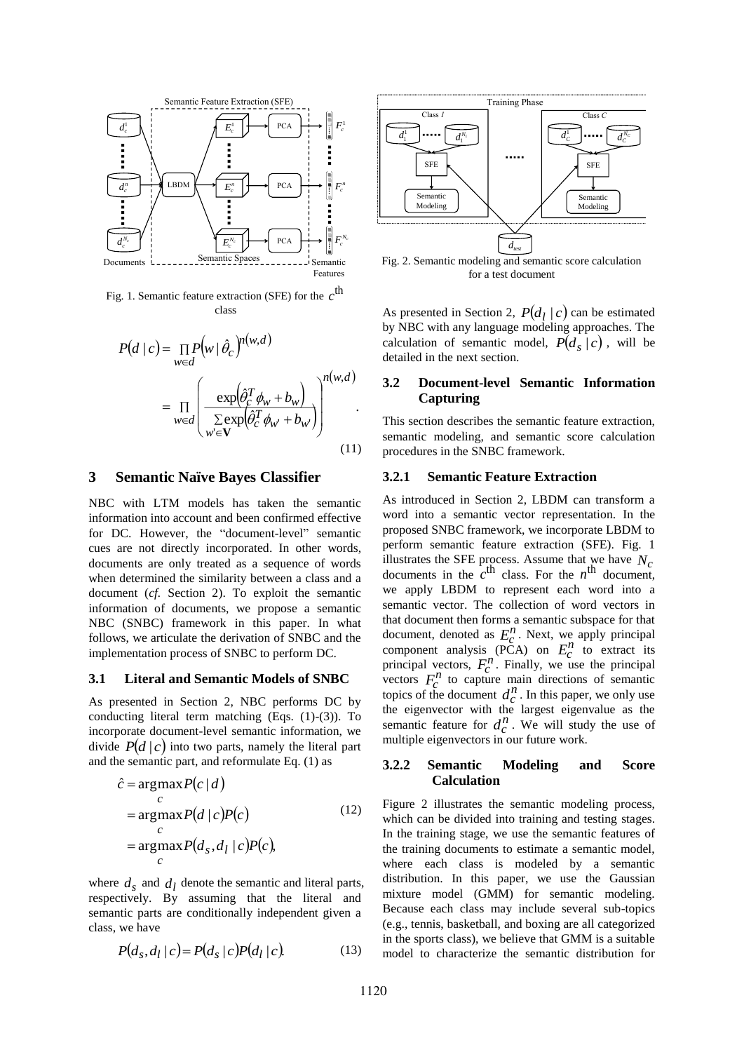Fig. 1. Semantic feature extraction (SFE) for the $c^{\text{th}}$ class

Fig. 2. Semantic modeling and semantic score calculation for a test document

$$P(d \mid c) = \prod_{w \in d} P\left(w \mid \hat{\theta}_c\right)^{n(w,d)} = \prod_{w \in d} \left( \frac{\exp\left(\hat{\theta}_c^T \phi_w + b_w\right)}{\sum_{w' \in \mathbf{V}} \exp\left(\hat{\theta}_c^T \phi_{w'} + b_{w'}\right)} \right)^{n(w,d)}. \tag{11}$$

## 3 Semantic Naïve Bayes Classifier

NBC with LTM models has taken the semantic information into account and been confirmed effective for DC. However, the "document-level" semantic cues are not directly incorporated. In other words, documents are only treated as a sequence of words when determined the similarity between a class and a document (*cf.* Section 2). To exploit the semantic information of documents, we propose a semantic NBC (SNBC) framework in this paper. In what follows, we articulate the derivation of SNBC and the implementation process of SNBC to perform DC.

### 3.1 Literal and Semantic Models of SNBC

As presented in Section 2, NBC performs DC by conducting literal term matching (Eqs. (1)-(3)). To incorporate document-level semantic information, we divide $P(d \mid c)$ into two parts, namely the literal part and the semantic part, and reformulate Eq. (1) as

$$\begin{aligned} \hat{c} &= \underset{c}{\operatorname{argmax}} P(c \mid d) \\ &= \underset{c}{\operatorname{argmax}} P(d \mid c) P(c) \\ &= \underset{c}{\operatorname{argmax}} P(d_s, d_l \mid c) P(c), \end{aligned} \tag{12}$$

where $d_s$ and $d_l$ denote the semantic and literal parts, respectively. By assuming that the literal and semantic parts are conditionally independent given a class, we have

$$P(d_s, d_l \mid c) = P(d_s \mid c) P(d_l \mid c). \tag{13}$$

As presented in Section 2, $P(d_l \mid c)$ can be estimated by NBC with any language modeling approaches. The calculation of semantic model, $P(d_s \mid c)$, will be detailed in the next section.

### 3.2 Document-level Semantic Information Capturing

This section describes the semantic feature extraction, semantic modeling, and semantic score calculation procedures in the SNBC framework.

#### 3.2.1 Semantic Feature Extraction

As introduced in Section 2, LBDM can transform a word into a semantic vector representation. In the proposed SNBC framework, we incorporate LBDM to perform semantic feature extraction (SFE). Fig. 1 illustrates the SFE process. Assume that we have $N_c$ documents in the $c^{\text{th}}$ class. For the $n^{\text{th}}$ document, we apply LBDM to represent each word into a semantic vector. The collection of word vectors in that document then forms a semantic subspace for that document, denoted as $E_c^n$. Next, we apply principal component analysis (PCA) on $E_c^n$ to extract its principal vectors, $F_c^n$. Finally, we use the principal vectors $F_c^n$ to capture main directions of semantic topics of the document $d_c^n$. In this paper, we only use the eigenvector with the largest eigenvalue as the semantic feature for $d_c^n$. We will study the use of multiple eigenvectors in our future work.

#### 3.2.2 Semantic Modeling and Score Calculation

Figure 2 illustrates the semantic modeling process, which can be divided into training and testing stages. In the training stage, we use the semantic features of the training documents to estimate a semantic model, where each class is modeled by a semantic distribution. In this paper, we use the Gaussian mixture model (GMM) for semantic modeling. Because each class may include several sub-topics (e.g., tennis, basketball, and boxing are all categorized in the sports class), we believe that GMM is a suitable model to characterize the semantic distribution for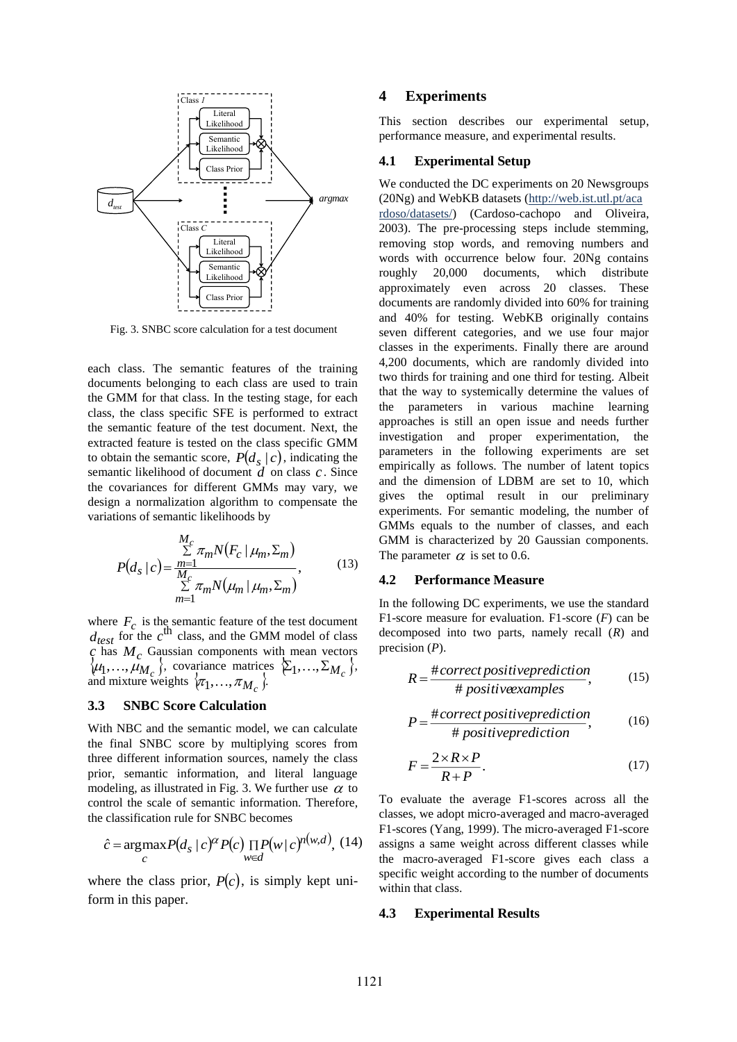Fig. 3. SNBC score calculation for a test document

each class. The semantic features of the training documents belonging to each class are used to train the GMM for that class. In the testing stage, for each class, the class specific SFE is performed to extract the semantic feature of the test document. Next, the extracted feature is tested on the class specific GMM to obtain the semantic score, $P(d_s \mid c)$, indicating the semantic likelihood of document $d$ on class $c$. Since the covariances for different GMMs may vary, we design a normalization algorithm to compensate the variations of semantic likelihoods by

$$P(d_s \mid c) = \frac{\sum_{m=1}^{M_c} \pi_m N(F_c \mid \mu_m, \Sigma_m)}{\sum_{m=1}^{M_c} \pi_m N(\mu_m \mid \mu_m, \Sigma_m)}, \tag{13}$$

where $F_c$ is the semantic feature of the test document $d_{test}$ for the $c^{\text{th}}$ class, and the GMM model of class $c$ has $M_c$ Gaussian components with mean vectors $\{\mu_1, \ldots, \mu_{M_c}\}$, covariance matrices $\{\Sigma_1, \ldots, \Sigma_{M_c}\}$, and mixture weights $\{\pi_1, \ldots, \pi_{M_c}\}$.

### 3.3 SNBC Score Calculation

With NBC and the semantic model, we can calculate the final SNBC score by multiplying scores from three different information sources, namely the class prior, semantic information, and literal language modeling, as illustrated in Fig. 3. We further use $\alpha$ to control the scale of semantic information. Therefore, the classification rule for SNBC becomes

$$\hat{c} = \underset{c}{\operatorname{argmax}} P(d_s \mid c)^{\alpha} P(c) \prod_{w \in d} P(w \mid c)^{n(w,d)}, \tag{14}$$

where the class prior, $P(c)$, is simply kept uniform in this paper.

## 4 Experiments

This section describes our experimental setup, performance measure, and experimental results.

### 4.1 Experimental Setup

We conducted the DC experiments on 20 Newsgroups (20Ng) and WebKB datasets (http://web.ist.utl.pt/acardoso/datasets/) (Cardoso-cachopo and Oliveira, 2003). The pre-processing steps include stemming, removing stop words, and removing numbers and words with occurrence below four. 20Ng contains roughly 20,000 documents, which distribute approximately even across 20 classes. These documents are randomly divided into 60% for training and 40% for testing. WebKB originally contains seven different categories, and we use four major classes in the experiments. Finally there are around 4,200 documents, which are randomly divided into two thirds for training and one third for testing. Albeit that the way to systemically determine the values of the parameters in various machine learning approaches is still an open issue and needs further investigation and proper experimentation, the parameters in the following experiments are set empirically as follows. The number of latent topics and the dimension of LDBM are set to 10, which gives the optimal result in our preliminary experiments. For semantic modeling, the number of GMMs equals to the number of classes, and each GMM is characterized by 20 Gaussian components. The parameter $\alpha$ is set to 0.6.

### 4.2 Performance Measure

In the following DC experiments, we use the standard F1-score measure for evaluation. F1-score (*F*) can be decomposed into two parts, namely recall (*R*) and precision (*P*).

$$R = \frac{\#\,correct\,positive\,prediction}{\#\,positive\,examples}, \tag{15}$$

$$P = \frac{\#\,correct\,positive\,prediction}{\#\,positive\,prediction}, \tag{16}$$

$$F = \frac{2 \times R \times P}{R + P}. \tag{17}$$

To evaluate the average F1-scores across all the classes, we adopt micro-averaged and macro-averaged F1-scores (Yang, 1999). The micro-averaged F1-score assigns a same weight across different classes while the macro-averaged F1-score gives each class a specific weight according to the number of documents within that class.

### 4.3 Experimental Results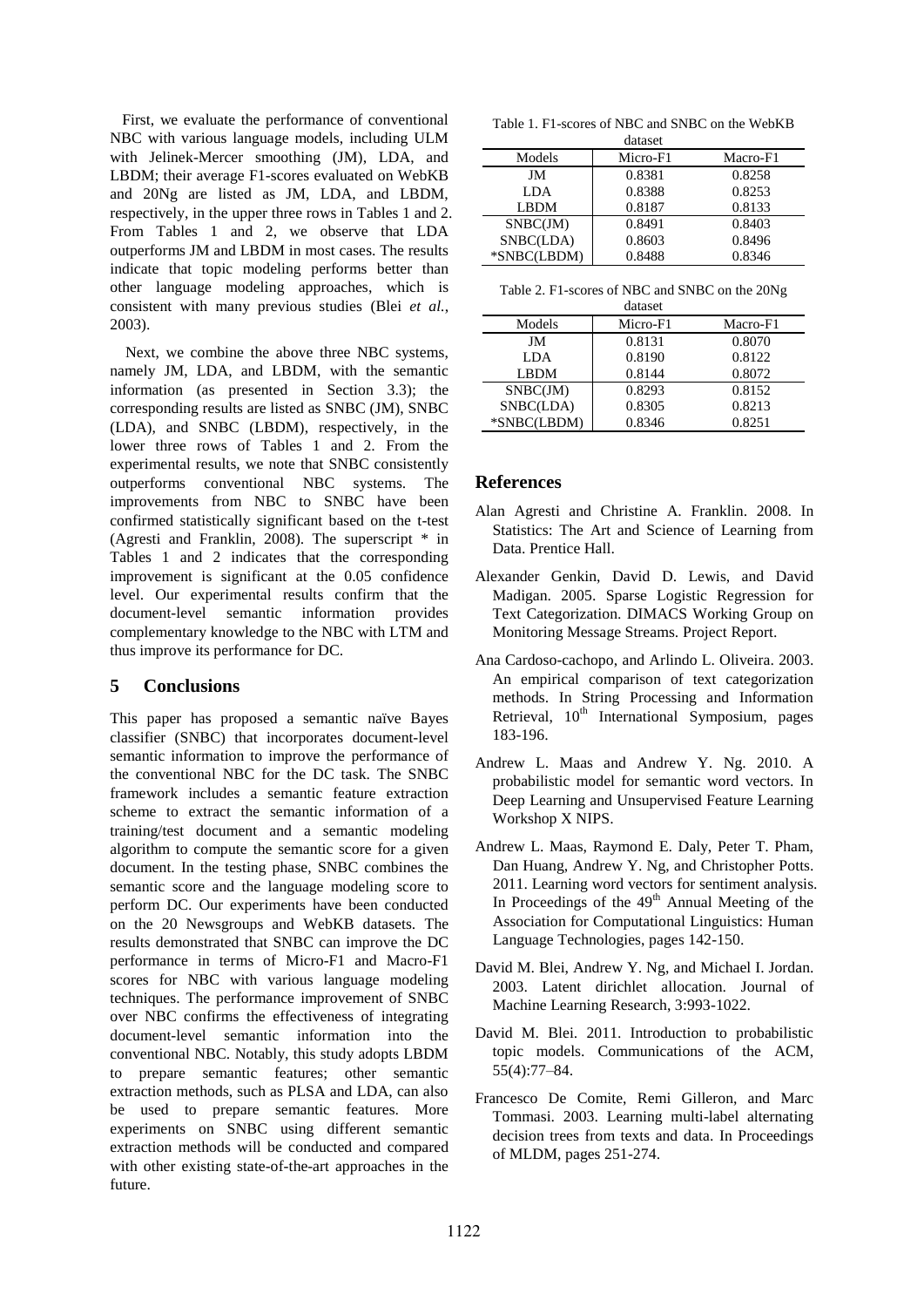First, we evaluate the performance of conventional NBC with various language models, including ULM with Jelinek-Mercer smoothing (JM), LDA, and LBDM; their average F1-scores evaluated on WebKB and 20Ng are listed as JM, LDA, and LBDM, respectively, in the upper three rows in Tables 1 and 2. From Tables 1 and 2, we observe that LDA outperforms JM and LBDM in most cases. The results indicate that topic modeling performs better than other language modeling approaches, which is consistent with many previous studies (Blei *et al.*, 2003).

Next, we combine the above three NBC systems, namely JM, LDA, and LBDM, with the semantic information (as presented in Section 3.3); the corresponding results are listed as SNBC (JM), SNBC (LDA), and SNBC (LBDM), respectively, in the lower three rows of Tables 1 and 2. From the experimental results, we note that SNBC consistently outperforms conventional NBC systems. The improvements from NBC to SNBC have been confirmed statistically significant based on the t-test (Agresti and Franklin, 2008). The superscript * in Tables 1 and 2 indicates that the corresponding improvement is significant at the 0.05 confidence level. Our experimental results confirm that the document-level semantic information provides complementary knowledge to the NBC with LTM and thus improve its performance for DC.

## 5 Conclusions

This paper has proposed a semantic naïve Bayes classifier (SNBC) that incorporates document-level semantic information to improve the performance of the conventional NBC for the DC task. The SNBC framework includes a semantic feature extraction scheme to extract the semantic information of a training/test document and a semantic modeling algorithm to compute the semantic score for a given document. In the testing phase, SNBC combines the semantic score and the language modeling score to perform DC. Our experiments have been conducted on the 20 Newsgroups and WebKB datasets. The results demonstrated that SNBC can improve the DC performance in terms of Micro-F1 and Macro-F1 scores for NBC with various language modeling techniques. The performance improvement of SNBC over NBC confirms the effectiveness of integrating document-level semantic information into the conventional NBC. Notably, this study adopts LBDM to prepare semantic features; other semantic extraction methods, such as PLSA and LDA, can also be used to prepare semantic features. More experiments on SNBC using different semantic extraction methods will be conducted and compared with other existing state-of-the-art approaches in the future.

Table 1. F1-scores of NBC and SNBC on the WebKB dataset

| Models | Micro-F1 | Macro-F1 |
|---|---|---|
| JM | 0.8381 | 0.8258 |
| LDA | 0.8388 | 0.8253 |
| LBDM | 0.8187 | 0.8133 |
| SNBC(JM) | 0.8491 | 0.8403 |
| SNBC(LDA) | 0.8603 | 0.8496 |
| *SNBC(LBDM) | 0.8488 | 0.8346 |

Table 2. F1-scores of NBC and SNBC on the 20Ng dataset

| Models | Micro-F1 | Macro-F1 |
|---|---|---|
| JM | 0.8131 | 0.8070 |
| LDA | 0.8190 | 0.8122 |
| LBDM | 0.8144 | 0.8072 |
| SNBC(JM) | 0.8293 | 0.8152 |
| SNBC(LDA) | 0.8305 | 0.8213 |
| *SNBC(LBDM) | 0.8346 | 0.8251 |

## References

Alan Agresti and Christine A. Franklin. 2008. In Statistics: The Art and Science of Learning from Data. Prentice Hall.

Alexander Genkin, David D. Lewis, and David Madigan. 2005. Sparse Logistic Regression for Text Categorization. DIMACS Working Group on Monitoring Message Streams. Project Report.

Ana Cardoso-cachopo, and Arlindo L. Oliveira. 2003. An empirical comparison of text categorization methods. In String Processing and Information Retrieval, 10th International Symposium, pages 183-196.

Andrew L. Maas and Andrew Y. Ng. 2010. A probabilistic model for semantic word vectors. In Deep Learning and Unsupervised Feature Learning Workshop X NIPS.

Andrew L. Maas, Raymond E. Daly, Peter T. Pham, Dan Huang, Andrew Y. Ng, and Christopher Potts. 2011. Learning word vectors for sentiment analysis. In Proceedings of the 49th Annual Meeting of the Association for Computational Linguistics: Human Language Technologies, pages 142-150.

David M. Blei, Andrew Y. Ng, and Michael I. Jordan. 2003. Latent dirichlet allocation. Journal of Machine Learning Research, 3:993-1022.

David M. Blei. 2011. Introduction to probabilistic topic models. Communications of the ACM, 55(4):77–84.

Francesco De Comite, Remi Gilleron, and Marc Tommasi. 2003. Learning multi-label alternating decision trees from texts and data. In Proceedings of MLDM, pages 251-274.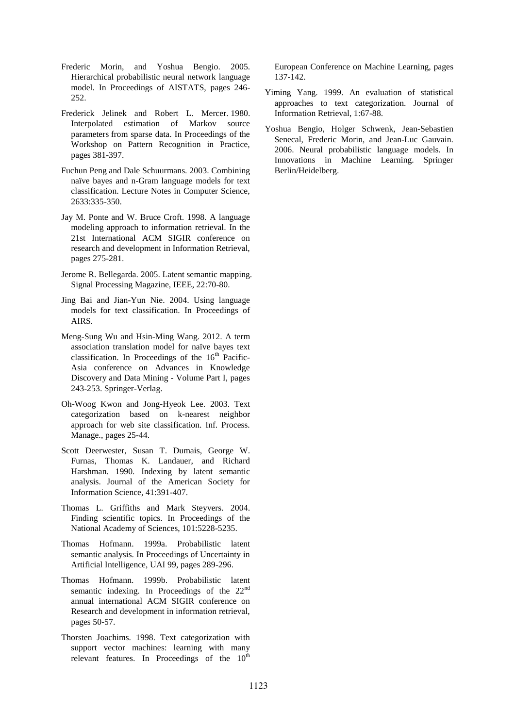Frederic Morin, and Yoshua Bengio. 2005. Hierarchical probabilistic neural network language model. In Proceedings of AISTATS, pages 246-252.

Frederick Jelinek and Robert L. Mercer. 1980. Interpolated estimation of Markov source parameters from sparse data. In Proceedings of the Workshop on Pattern Recognition in Practice, pages 381-397.

Fuchun Peng and Dale Schuurmans. 2003. Combining naïve bayes and n-Gram language models for text classification. Lecture Notes in Computer Science, 2633:335-350.

Jay M. Ponte and W. Bruce Croft. 1998. A language modeling approach to information retrieval. In the 21st International ACM SIGIR conference on research and development in Information Retrieval, pages 275-281.

Jerome R. Bellegarda. 2005. Latent semantic mapping. Signal Processing Magazine, IEEE, 22:70-80.

Jing Bai and Jian-Yun Nie. 2004. Using language models for text classification. In Proceedings of AIRS.

Meng-Sung Wu and Hsin-Ming Wang. 2012. A term association translation model for naïve bayes text classification. In Proceedings of the 16th Pacific-Asia conference on Advances in Knowledge Discovery and Data Mining - Volume Part I, pages 243-253. Springer-Verlag.

Oh-Woog Kwon and Jong-Hyeok Lee. 2003. Text categorization based on k-nearest neighbor approach for web site classification. Inf. Process. Manage., pages 25-44.

Scott Deerwester, Susan T. Dumais, George W. Furnas, Thomas K. Landauer, and Richard Harshman. 1990. Indexing by latent semantic analysis. Journal of the American Society for Information Science, 41:391-407.

Thomas L. Griffiths and Mark Steyvers. 2004. Finding scientific topics. In Proceedings of the National Academy of Sciences, 101:5228-5235.

Thomas Hofmann. 1999a. Probabilistic latent semantic analysis. In Proceedings of Uncertainty in Artificial Intelligence, UAI 99, pages 289-296.

Thomas Hofmann. 1999b. Probabilistic latent semantic indexing. In Proceedings of the 22nd annual international ACM SIGIR conference on Research and development in information retrieval, pages 50-57.

Thorsten Joachims. 1998. Text categorization with support vector machines: learning with many relevant features. In Proceedings of the 10th European Conference on Machine Learning, pages 137-142.

Yiming Yang. 1999. An evaluation of statistical approaches to text categorization. Journal of Information Retrieval, 1:67-88.

Yoshua Bengio, Holger Schwenk, Jean-Sebastien Senecal, Frederic Morin, and Jean-Luc Gauvain. 2006. Neural probabilistic language models. In Innovations in Machine Learning. Springer Berlin/Heidelberg.